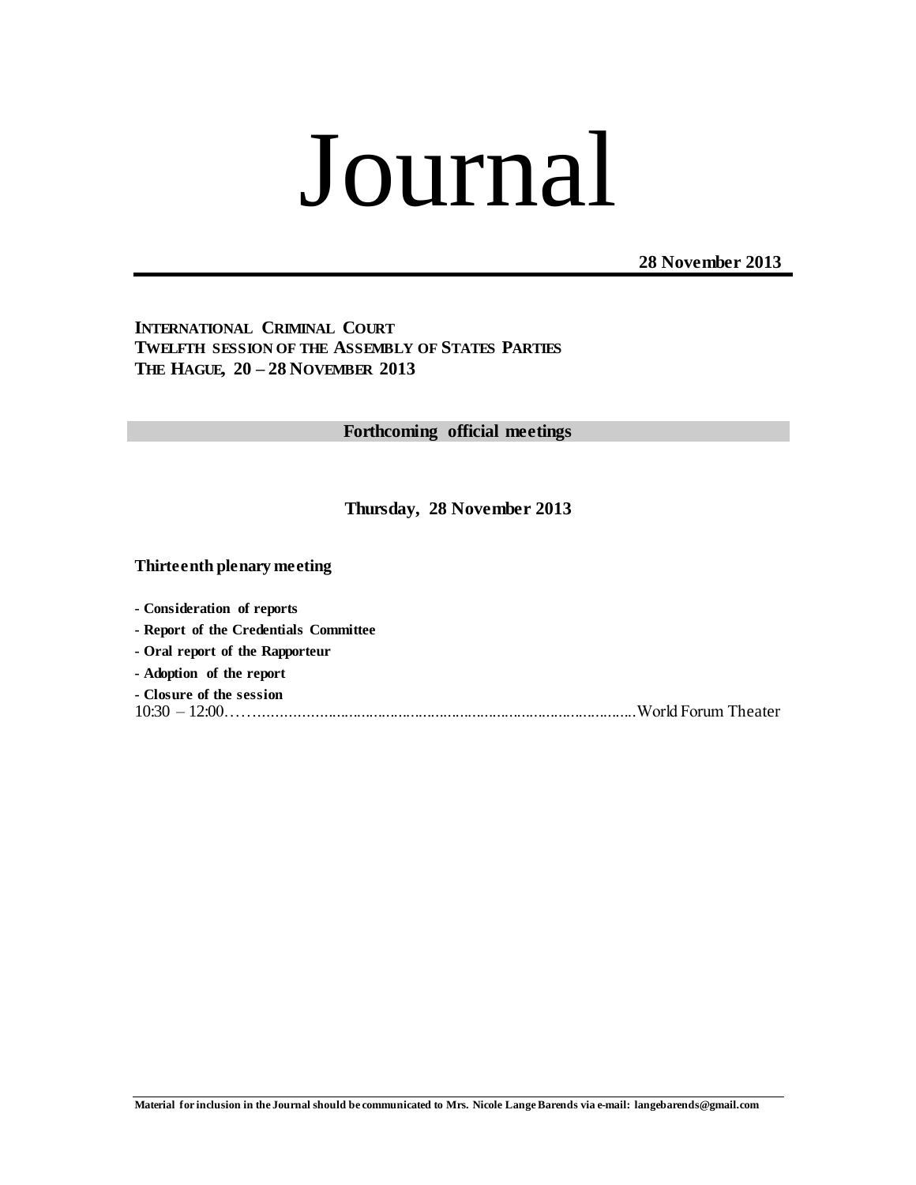# Journal

**28 November 2013**

**INTERNATIONAL CRIMINAL COURT**
**TWELFTH SESSION OF THE ASSEMBLY OF STATES PARTIES**
**THE HAGUE, 20 – 28 NOVEMBER 2013**

## Forthcoming official meetings

### Thursday, 28 November 2013

**Thirteenth plenary meeting**

- **Consideration of reports**
- **Report of the Credentials Committee**
- **Oral report of the Rapporteur**
- **Adoption of the report**
- **Closure of the session**

10:30 – 12:00……........................................................................................World Forum Theater

**Material for inclusion in the Journal should be communicated to Mrs. Nicole Lange Barends via e-mail: langebarends@gmail.com**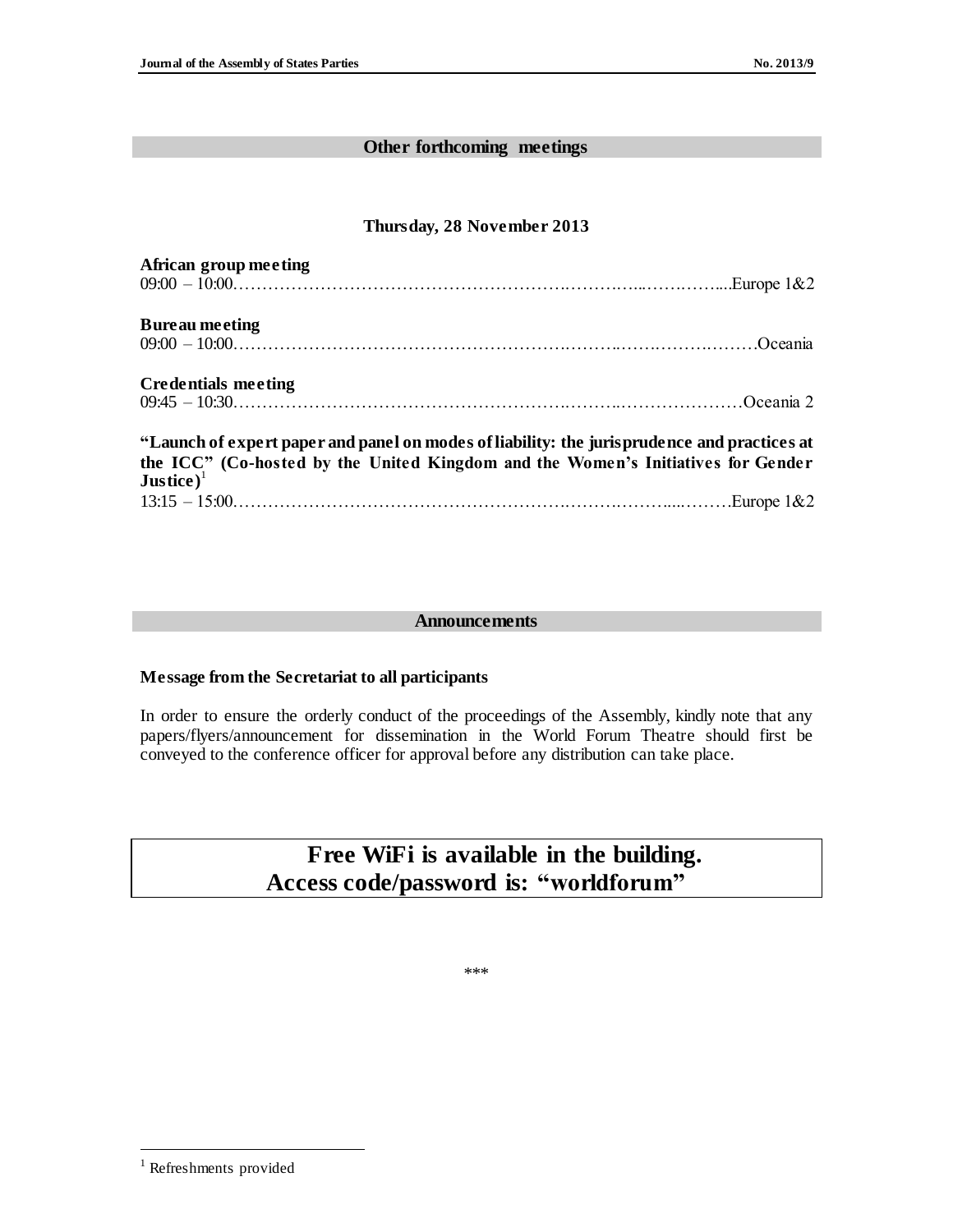## Other forthcoming meetings

### Thursday, 28 November 2013

**African group meeting**
09:00 – 10:00……………………………………………………………………………….Europe 1&2

**Bureau meeting**
09:00 – 10:00……………………………………………………………………………….Oceania

**Credentials meeting**
09:45 – 10:30……………………………………………………………………………….Oceania 2

**"Launch of expert paper and panel on modes of liability: the jurisprudence and practices at the ICC" (Co-hosted by the United Kingdom and the Women's Initiatives for Gender Justice)**[1]
13:15 – 15:00……………………………………………………………………………….Europe 1&2

## Announcements

**Message from the Secretariat to all participants**

In order to ensure the orderly conduct of the proceedings of the Assembly, kindly note that any papers/flyers/announcement for dissemination in the World Forum Theatre should first be conveyed to the conference officer for approval before any distribution can take place.

**Free WiFi is available in the building.**
**Access code/password is: "worldforum"**

***

[1] Refreshments provided